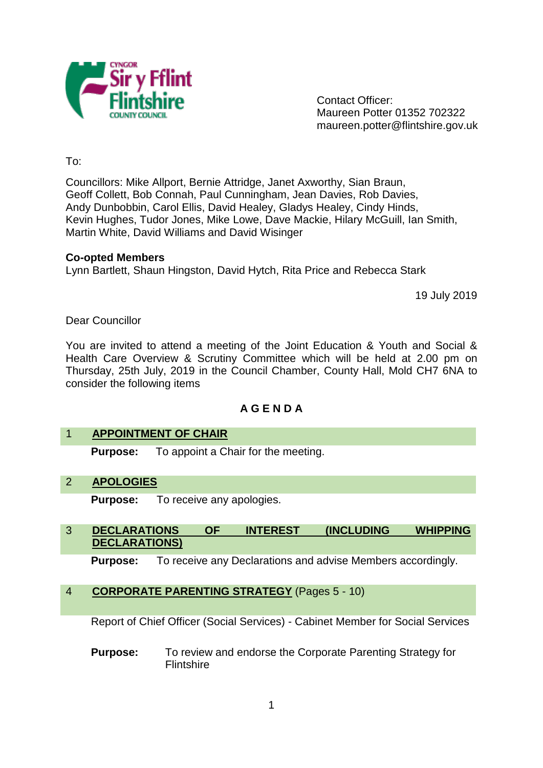Contact Officer:
Maureen Potter 01352 702322
maureen.potter@flintshire.gov.uk

To:

Councillors: Mike Allport, Bernie Attridge, Janet Axworthy, Sian Braun, Geoff Collett, Bob Connah, Paul Cunningham, Jean Davies, Rob Davies, Andy Dunbobbin, Carol Ellis, David Healey, Gladys Healey, Cindy Hinds, Kevin Hughes, Tudor Jones, Mike Lowe, Dave Mackie, Hilary McGuill, Ian Smith, Martin White, David Williams and David Wisinger

**Co-opted Members**
Lynn Bartlett, Shaun Hingston, David Hytch, Rita Price and Rebecca Stark

19 July 2019

Dear Councillor

You are invited to attend a meeting of the Joint Education & Youth and Social & Health Care Overview & Scrutiny Committee which will be held at 2.00 pm on Thursday, 25th July, 2019 in the Council Chamber, County Hall, Mold CH7 6NA to consider the following items

# A G E N D A

## 1 APPOINTMENT OF CHAIR

**Purpose:** To appoint a Chair for the meeting.

## 2 APOLOGIES

**Purpose:** To receive any apologies.

## 3 DECLARATIONS OF INTEREST (INCLUDING WHIPPING DECLARATIONS)

**Purpose:** To receive any Declarations and advise Members accordingly.

## 4 CORPORATE PARENTING STRATEGY (Pages 5 - 10)

Report of Chief Officer (Social Services) - Cabinet Member for Social Services

**Purpose:** To review and endorse the Corporate Parenting Strategy for Flintshire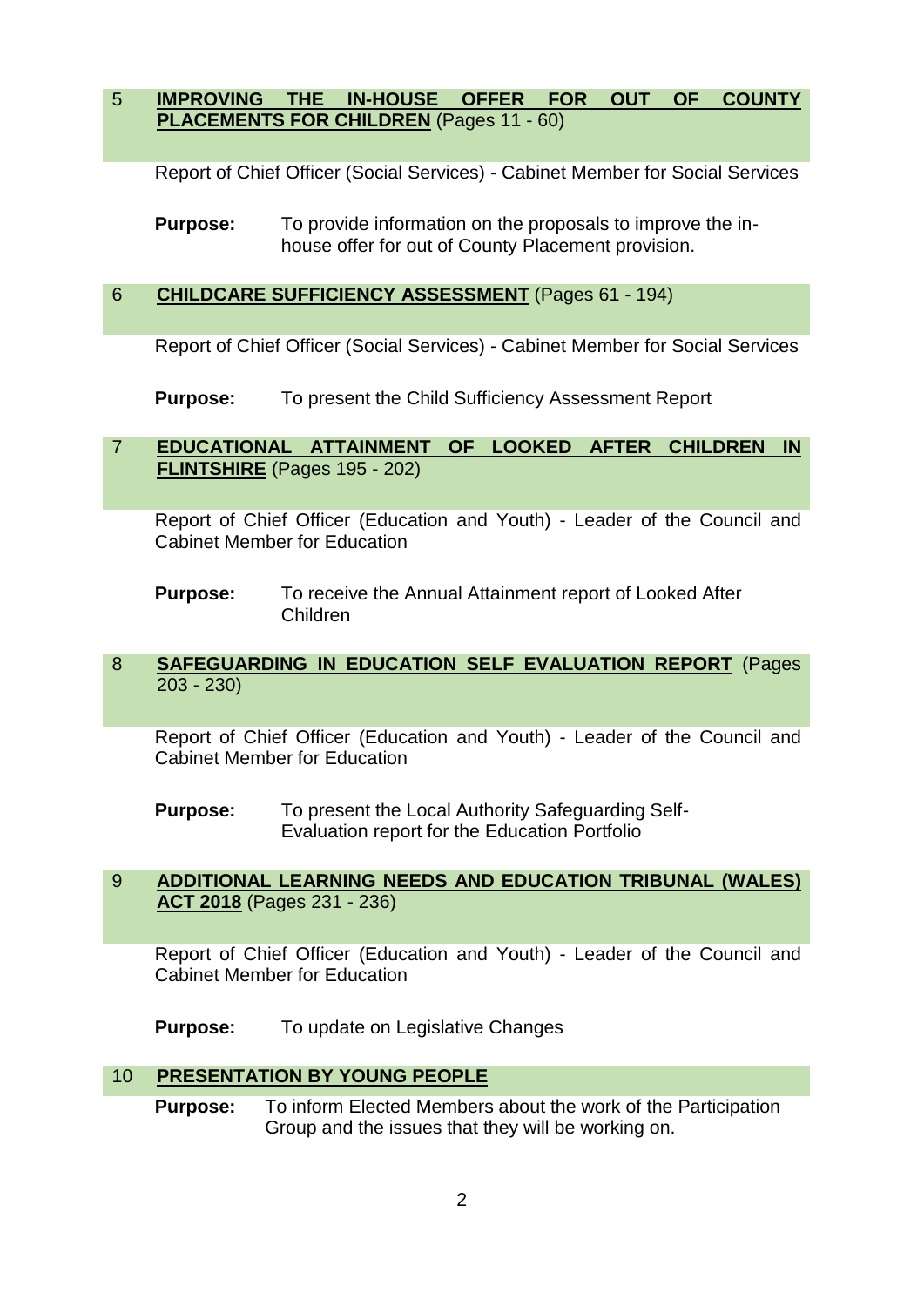**5 IMPROVING THE IN-HOUSE OFFER FOR OUT OF COUNTY PLACEMENTS FOR CHILDREN** (Pages 11 - 60)

Report of Chief Officer (Social Services) - Cabinet Member for Social Services

**Purpose:** To provide information on the proposals to improve the in-house offer for out of County Placement provision.

**6 CHILDCARE SUFFICIENCY ASSESSMENT** (Pages 61 - 194)

Report of Chief Officer (Social Services) - Cabinet Member for Social Services

**Purpose:** To present the Child Sufficiency Assessment Report

**7 EDUCATIONAL ATTAINMENT OF LOOKED AFTER CHILDREN IN FLINTSHIRE** (Pages 195 - 202)

Report of Chief Officer (Education and Youth) - Leader of the Council and Cabinet Member for Education

**Purpose:** To receive the Annual Attainment report of Looked After Children

**8 SAFEGUARDING IN EDUCATION SELF EVALUATION REPORT** (Pages 203 - 230)

Report of Chief Officer (Education and Youth) - Leader of the Council and Cabinet Member for Education

**Purpose:** To present the Local Authority Safeguarding Self-Evaluation report for the Education Portfolio

**9 ADDITIONAL LEARNING NEEDS AND EDUCATION TRIBUNAL (WALES) ACT 2018** (Pages 231 - 236)

Report of Chief Officer (Education and Youth) - Leader of the Council and Cabinet Member for Education

**Purpose:** To update on Legislative Changes

**10 PRESENTATION BY YOUNG PEOPLE**

**Purpose:** To inform Elected Members about the work of the Participation Group and the issues that they will be working on.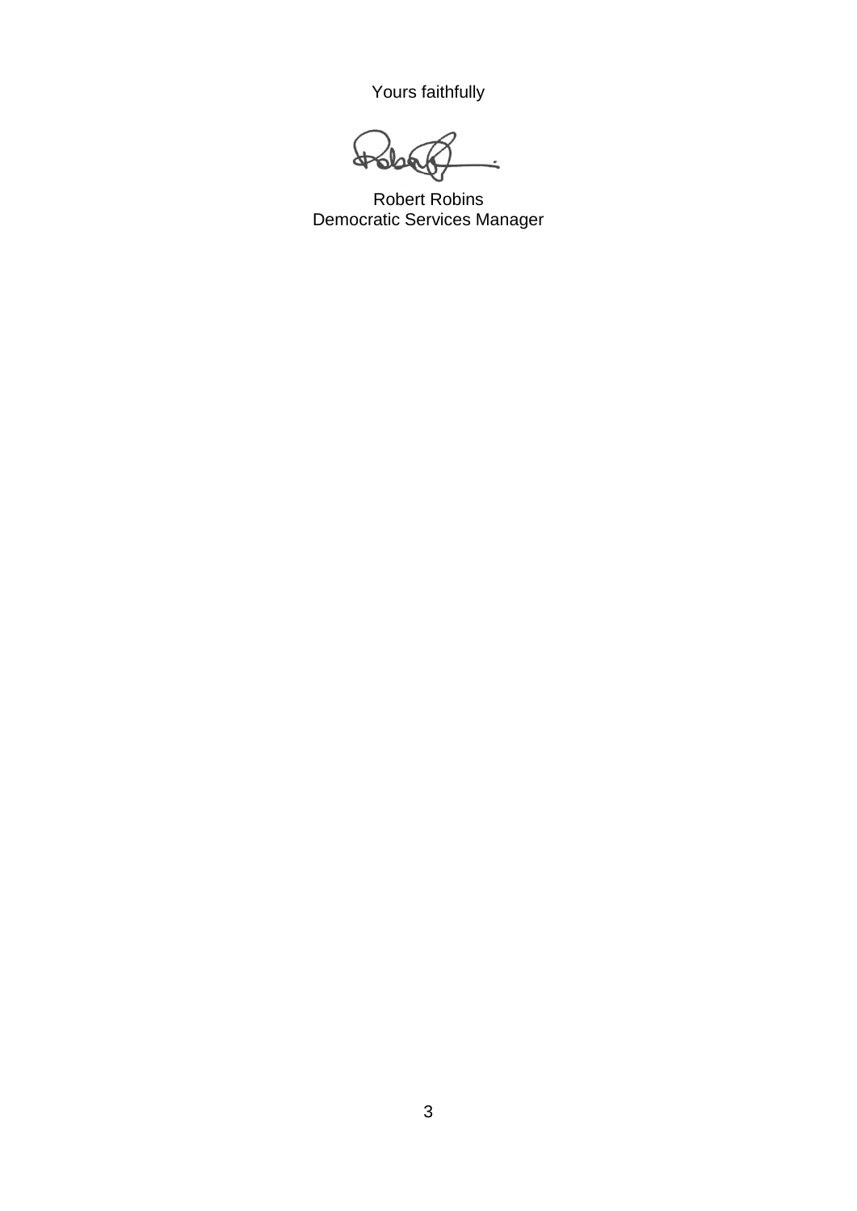Yours faithfully

Robert Robins
Democratic Services Manager